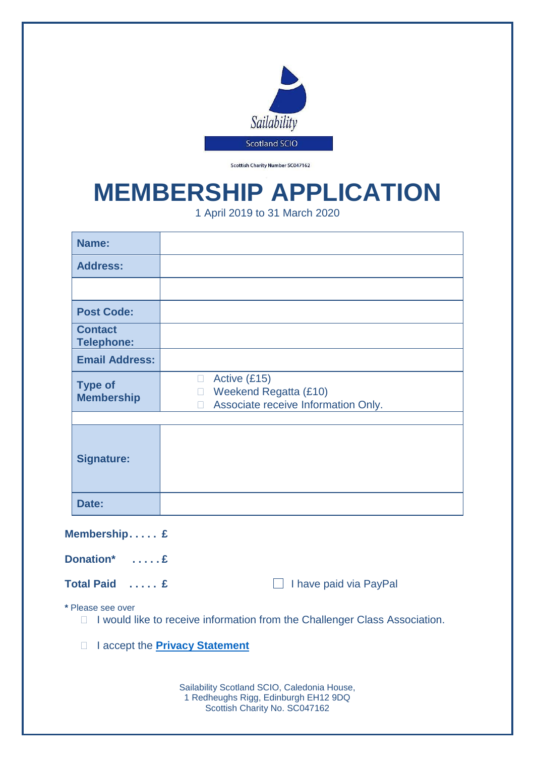Sailability

Scotland SCIO

Scottish Charity Number SC047162

# MEMBERSHIP APPLICATION

1 April 2019 to 31 March 2020

| **Name:** | |
|---|---|
| **Address:** | |
| | |
| **Post Code:** | |
| **Contact Telephone:** | |
| **Email Address:** | |
| **Type of Membership** | ☐ Active (£15)<br>☐ Weekend Regatta (£10)<br>☐ Associate receive Information Only. |
| | |
| **Signature:** | |
| **Date:** | |

**Membership. . . . . £**

**Donation\*   . . . . . £**

**Total Paid   . . . . . £**

☐ I have paid via PayPal

**\*** Please see over

- ☐ I would like to receive information from the Challenger Class Association.
- ☐ I accept the **Privacy Statement**

Sailability Scotland SCIO, Caledonia House,
1 Redheughs Rigg, Edinburgh EH12 9DQ
Scottish Charity No. SC047162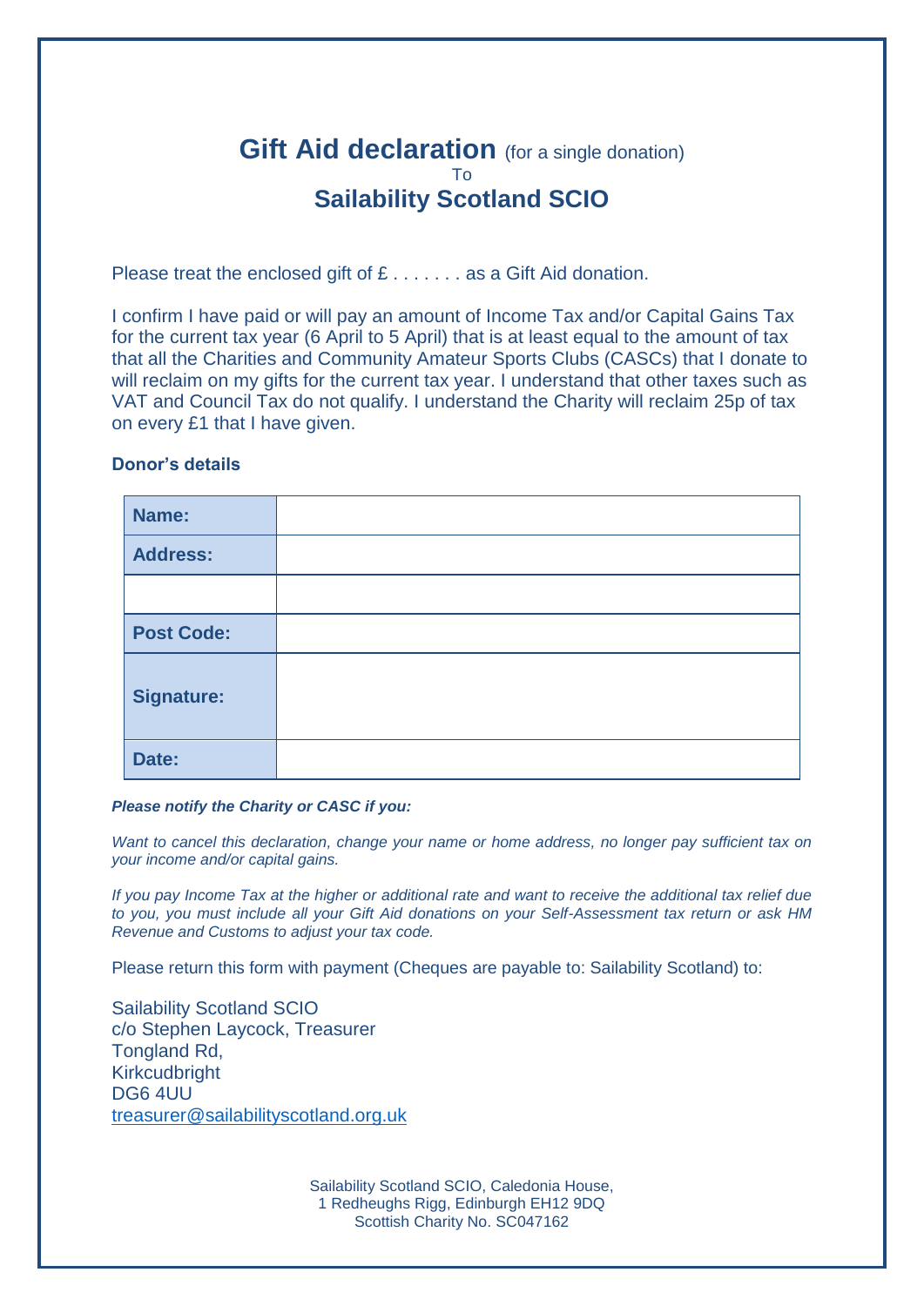# **Gift Aid declaration** (for a single donation)

To

## Sailability Scotland SCIO

Please treat the enclosed gift of £ . . . . . . . as a Gift Aid donation.

I confirm I have paid or will pay an amount of Income Tax and/or Capital Gains Tax for the current tax year (6 April to 5 April) that is at least equal to the amount of tax that all the Charities and Community Amateur Sports Clubs (CASCs) that I donate to will reclaim on my gifts for the current tax year. I understand that other taxes such as VAT and Council Tax do not qualify. I understand the Charity will reclaim 25p of tax on every £1 that I have given.

**Donor's details**

| | |
|---|---|
| **Name:** | |
| **Address:** | |
| | |
| **Post Code:** | |
| **Signature:** | |
| **Date:** | |

***Please notify the Charity or CASC if you:***

*Want to cancel this declaration, change your name or home address, no longer pay sufficient tax on your income and/or capital gains.*

*If you pay Income Tax at the higher or additional rate and want to receive the additional tax relief due to you, you must include all your Gift Aid donations on your Self-Assessment tax return or ask HM Revenue and Customs to adjust your tax code.*

Please return this form with payment (Cheques are payable to: Sailability Scotland) to:

Sailability Scotland SCIO
c/o Stephen Laycock, Treasurer
Tongland Rd,
Kirkcudbright
DG6 4UU
treasurer@sailabilityscotland.org.uk

Sailability Scotland SCIO, Caledonia House,
1 Redheughs Rigg, Edinburgh EH12 9DQ
Scottish Charity No. SC047162